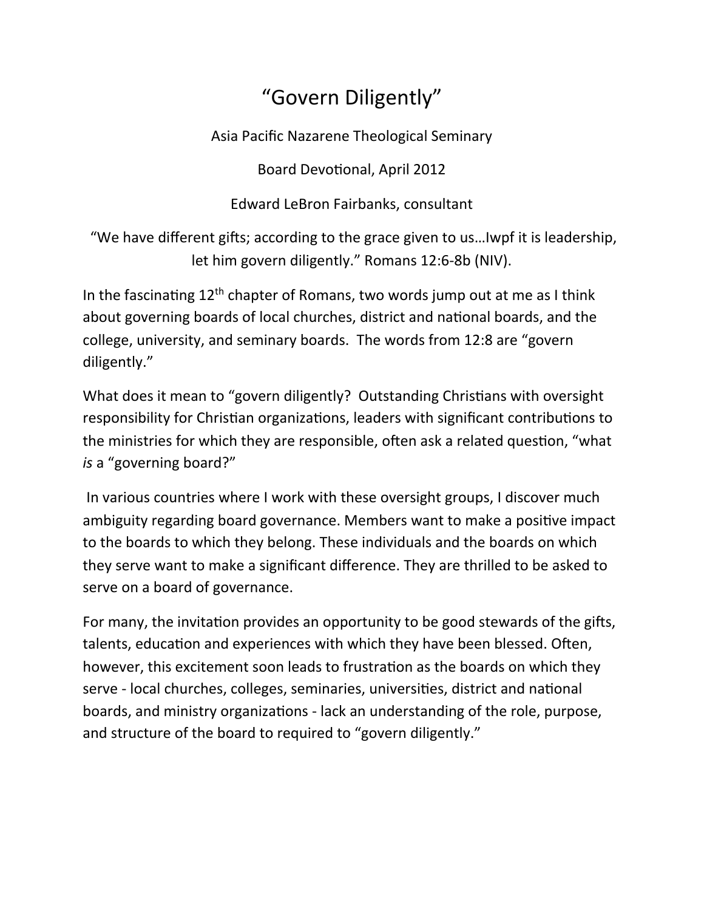# "Govern Diligently"

Asia Pacific Nazarene Theological Seminary

Board Devotional, April 2012

Edward LeBron Fairbanks, consultant

"We have different gifts; according to the grace given to us…Iwpf it is leadership, let him govern diligently." Romans 12:6-8b (NIV).

In the fascinating 12th chapter of Romans, two words jump out at me as I think about governing boards of local churches, district and national boards, and the college, university, and seminary boards. The words from 12:8 are "govern diligently."

What does it mean to "govern diligently? Outstanding Christians with oversight responsibility for Christian organizations, leaders with significant contributions to the ministries for which they are responsible, often ask a related question, "what *is* a "governing board?"

In various countries where I work with these oversight groups, I discover much ambiguity regarding board governance. Members want to make a positive impact to the boards to which they belong. These individuals and the boards on which they serve want to make a significant difference. They are thrilled to be asked to serve on a board of governance.

For many, the invitation provides an opportunity to be good stewards of the gifts, talents, education and experiences with which they have been blessed. Often, however, this excitement soon leads to frustration as the boards on which they serve - local churches, colleges, seminaries, universities, district and national boards, and ministry organizations - lack an understanding of the role, purpose, and structure of the board to required to "govern diligently."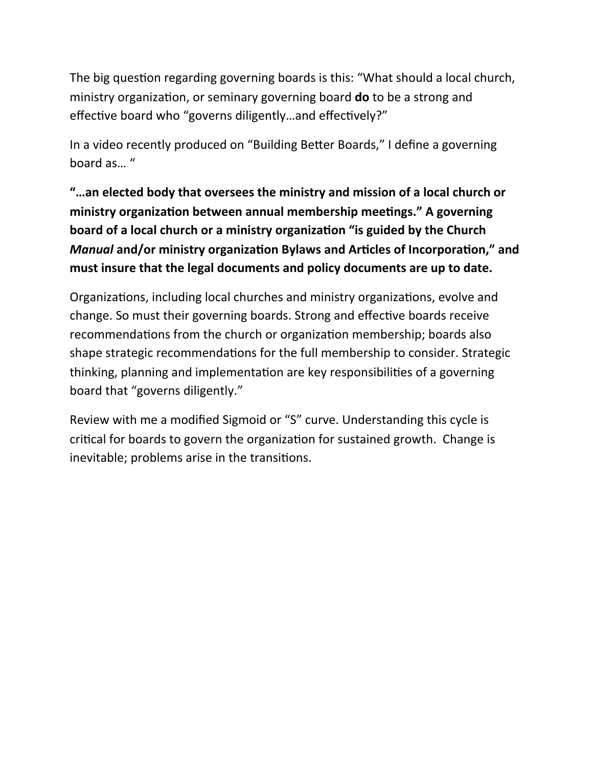The big question regarding governing boards is this: "What should a local church, ministry organization, or seminary governing board **do** to be a strong and effective board who "governs diligently…and effectively?"

In a video recently produced on "Building Better Boards," I define a governing board as… "

**"…an elected body that oversees the ministry and mission of a local church or ministry organization between annual membership meetings." A governing board of a local church or a ministry organization "is guided by the Church *Manual* and/or ministry organization Bylaws and Articles of Incorporation," and must insure that the legal documents and policy documents are up to date.**

Organizations, including local churches and ministry organizations, evolve and change. So must their governing boards. Strong and effective boards receive recommendations from the church or organization membership; boards also shape strategic recommendations for the full membership to consider. Strategic thinking, planning and implementation are key responsibilities of a governing board that "governs diligently."

Review with me a modified Sigmoid or "S" curve. Understanding this cycle is critical for boards to govern the organization for sustained growth. Change is inevitable; problems arise in the transitions.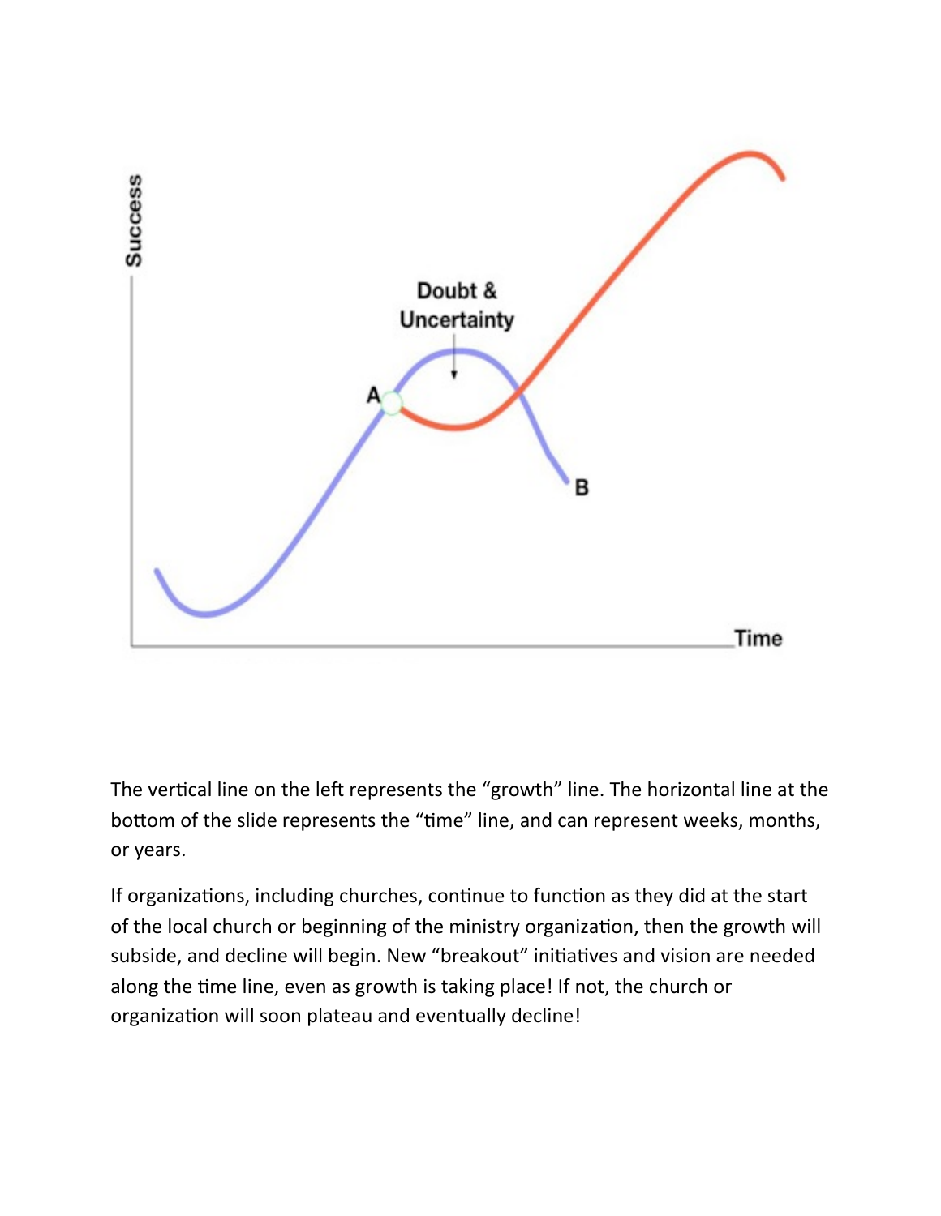The vertical line on the left represents the “growth” line. The horizontal line at the bottom of the slide represents the “time” line, and can represent weeks, months, or years.

If organizations, including churches, continue to function as they did at the start of the local church or beginning of the ministry organization, then the growth will subside, and decline will begin. New “breakout” initiatives and vision are needed along the time line, even as growth is taking place! If not, the church or organization will soon plateau and eventually decline!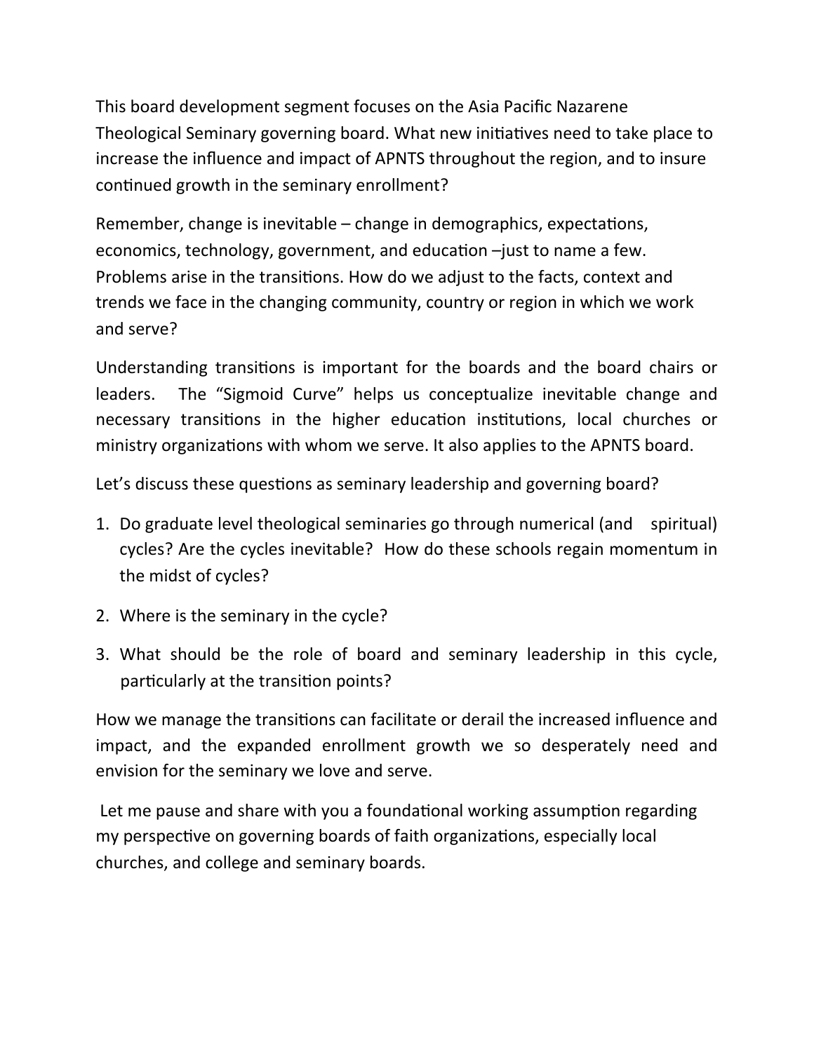This board development segment focuses on the Asia Pacific Nazarene Theological Seminary governing board. What new initiatives need to take place to increase the influence and impact of APNTS throughout the region, and to insure continued growth in the seminary enrollment?

Remember, change is inevitable – change in demographics, expectations, economics, technology, government, and education –just to name a few. Problems arise in the transitions. How do we adjust to the facts, context and trends we face in the changing community, country or region in which we work and serve?

Understanding transitions is important for the boards and the board chairs or leaders. The "Sigmoid Curve" helps us conceptualize inevitable change and necessary transitions in the higher education institutions, local churches or ministry organizations with whom we serve. It also applies to the APNTS board.

Let's discuss these questions as seminary leadership and governing board?

1. Do graduate level theological seminaries go through numerical (and spiritual) cycles? Are the cycles inevitable? How do these schools regain momentum in the midst of cycles?
2. Where is the seminary in the cycle?
3. What should be the role of board and seminary leadership in this cycle, particularly at the transition points?

How we manage the transitions can facilitate or derail the increased influence and impact, and the expanded enrollment growth we so desperately need and envision for the seminary we love and serve.

Let me pause and share with you a foundational working assumption regarding my perspective on governing boards of faith organizations, especially local churches, and college and seminary boards.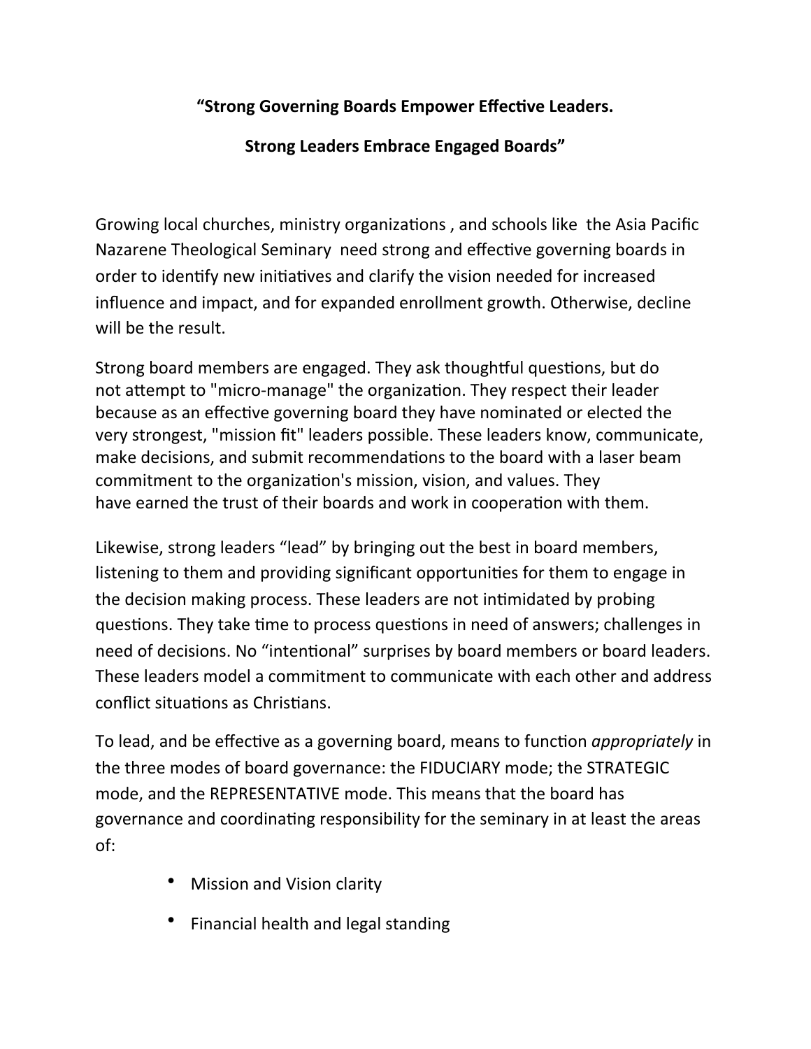**"Strong Governing Boards Empower Effective Leaders.**

**Strong Leaders Embrace Engaged Boards"**

Growing local churches, ministry organizations , and schools like the Asia Pacific Nazarene Theological Seminary need strong and effective governing boards in order to identify new initiatives and clarify the vision needed for increased influence and impact, and for expanded enrollment growth. Otherwise, decline will be the result.

Strong board members are engaged. They ask thoughtful questions, but do not attempt to "micro-manage" the organization. They respect their leader because as an effective governing board they have nominated or elected the very strongest, "mission fit" leaders possible. These leaders know, communicate, make decisions, and submit recommendations to the board with a laser beam commitment to the organization's mission, vision, and values. They have earned the trust of their boards and work in cooperation with them.

Likewise, strong leaders "lead" by bringing out the best in board members, listening to them and providing significant opportunities for them to engage in the decision making process. These leaders are not intimidated by probing questions. They take time to process questions in need of answers; challenges in need of decisions. No "intentional" surprises by board members or board leaders. These leaders model a commitment to communicate with each other and address conflict situations as Christians.

To lead, and be effective as a governing board, means to function *appropriately* in the three modes of board governance: the FIDUCIARY mode; the STRATEGIC mode, and the REPRESENTATIVE mode. This means that the board has governance and coordinating responsibility for the seminary in at least the areas of:

- Mission and Vision clarity
- Financial health and legal standing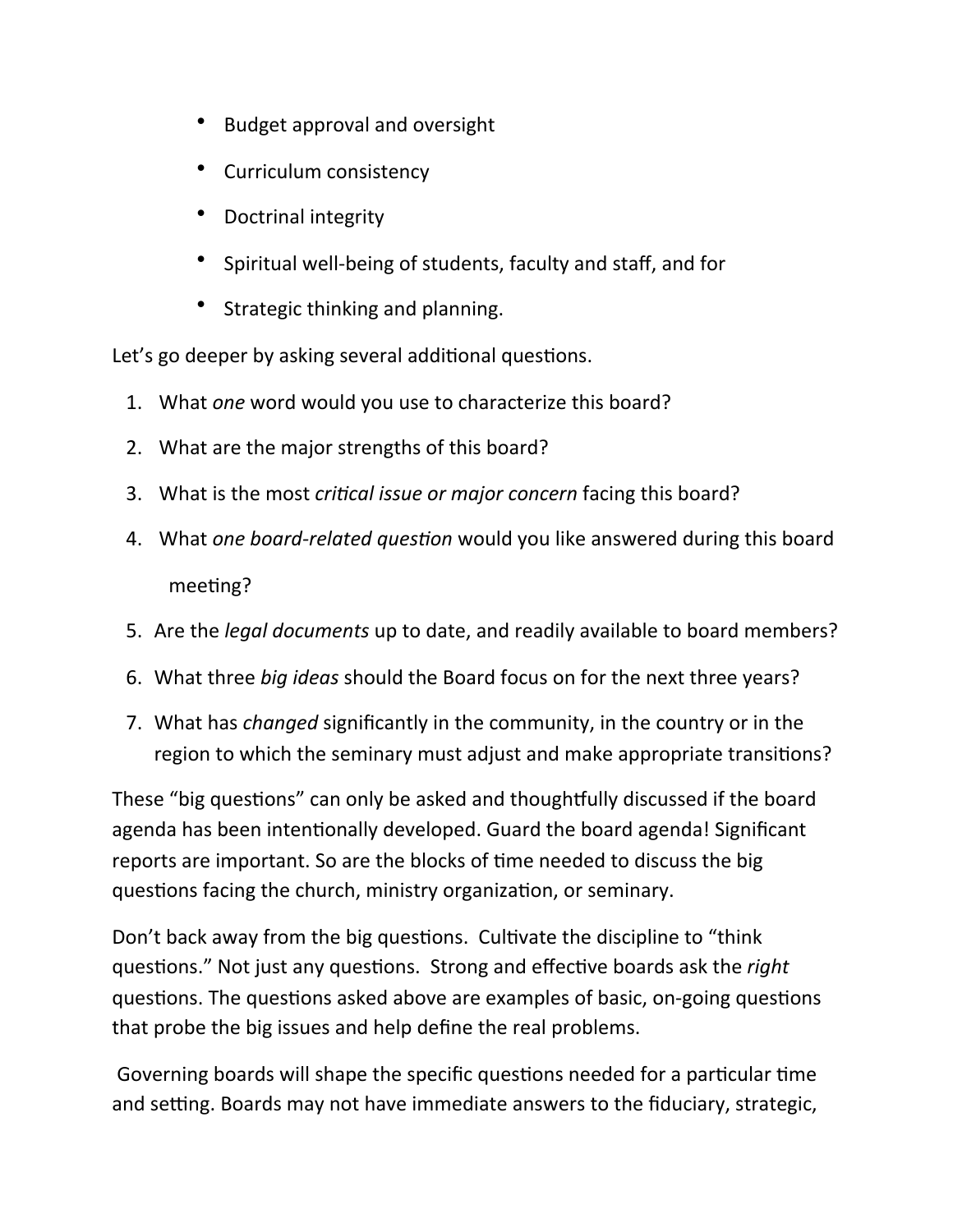- Budget approval and oversight
- Curriculum consistency
- Doctrinal integrity
- Spiritual well-being of students, faculty and staff, and for
- Strategic thinking and planning.

Let's go deeper by asking several additional questions.

1. What *one* word would you use to characterize this board?
2. What are the major strengths of this board?
3. What is the most *critical issue or major concern* facing this board?
4. What *one board-related question* would you like answered during this board meeting?
5. Are the *legal documents* up to date, and readily available to board members?
6. What three *big ideas* should the Board focus on for the next three years?
7. What has *changed* significantly in the community, in the country or in the region to which the seminary must adjust and make appropriate transitions?

These "big questions" can only be asked and thoughtfully discussed if the board agenda has been intentionally developed. Guard the board agenda! Significant reports are important. So are the blocks of time needed to discuss the big questions facing the church, ministry organization, or seminary.

Don't back away from the big questions. Cultivate the discipline to "think questions." Not just any questions. Strong and effective boards ask the *right* questions. The questions asked above are examples of basic, on-going questions that probe the big issues and help define the real problems.

Governing boards will shape the specific questions needed for a particular time and setting. Boards may not have immediate answers to the fiduciary, strategic,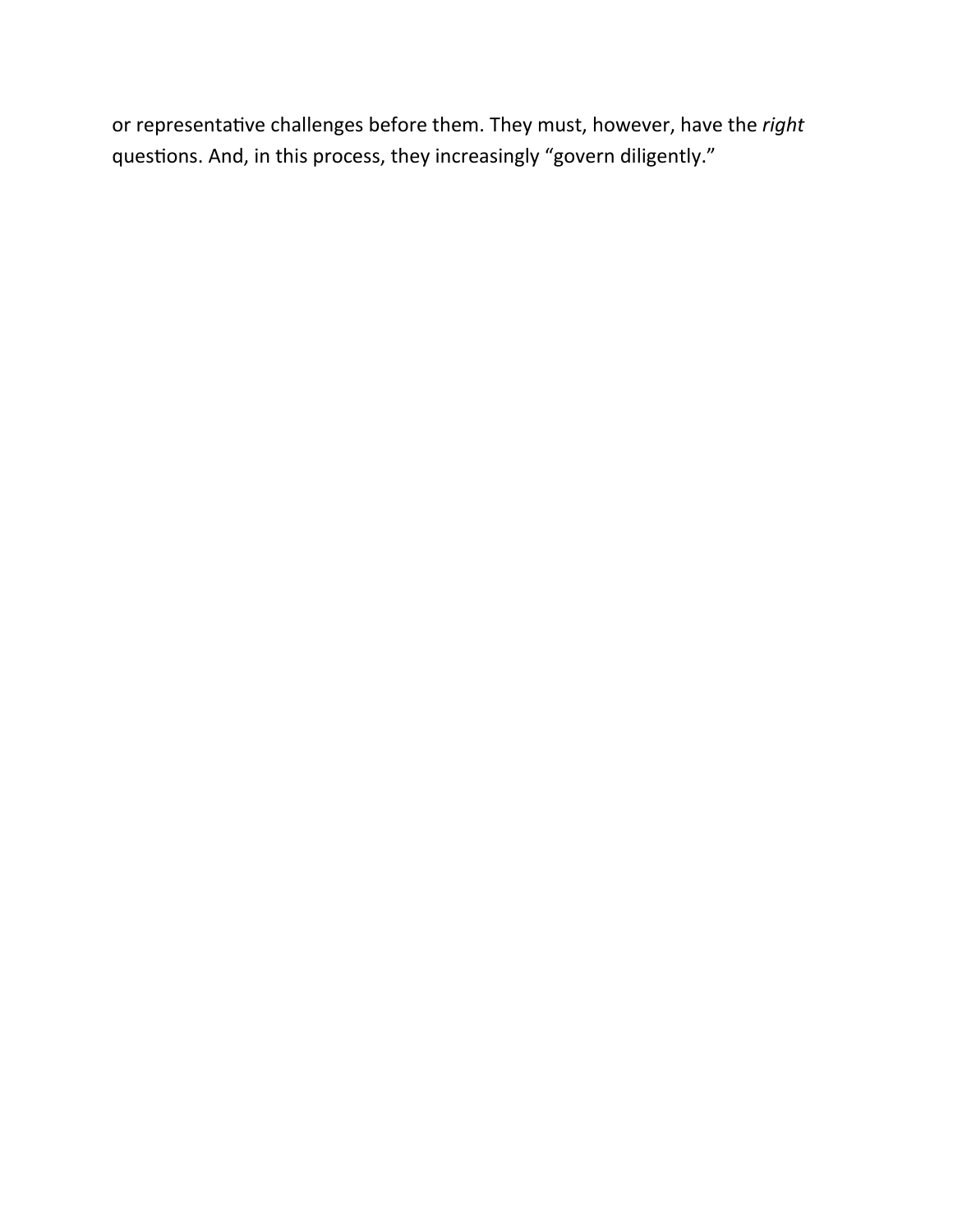or representative challenges before them. They must, however, have the *right* questions. And, in this process, they increasingly "govern diligently."